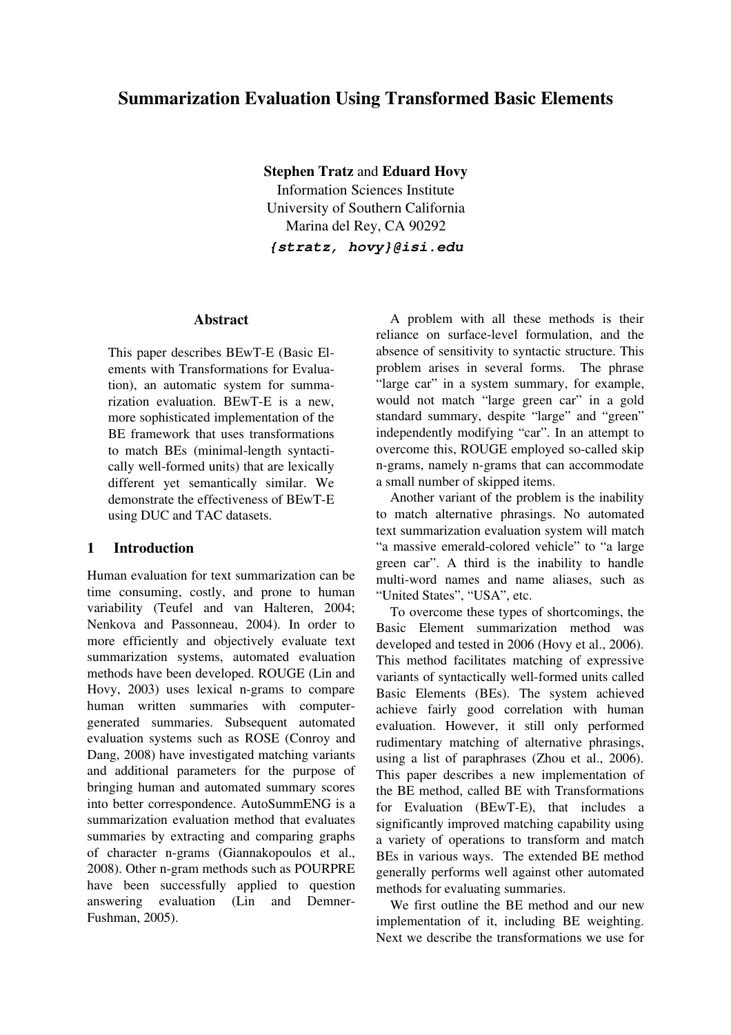# Summarization Evaluation Using Transformed Basic Elements

**Stephen Tratz** and **Eduard Hovy**
Information Sciences Institute
University of Southern California
Marina del Rey, CA 90292
***{stratz, hovy}@isi.edu***

## Abstract

This paper describes BEwT-E (Basic Elements with Transformations for Evaluation), an automatic system for summarization evaluation. BEwT-E is a new, more sophisticated implementation of the BE framework that uses transformations to match BEs (minimal-length syntactically well-formed units) that are lexically different yet semantically similar. We demonstrate the effectiveness of BEwT-E using DUC and TAC datasets.

## 1 Introduction

Human evaluation for text summarization can be time consuming, costly, and prone to human variability (Teufel and van Halteren, 2004; Nenkova and Passonneau, 2004). In order to more efficiently and objectively evaluate text summarization systems, automated evaluation methods have been developed. ROUGE (Lin and Hovy, 2003) uses lexical n-grams to compare human written summaries with computer-generated summaries. Subsequent automated evaluation systems such as ROSE (Conroy and Dang, 2008) have investigated matching variants and additional parameters for the purpose of bringing human and automated summary scores into better correspondence. AutoSummENG is a summarization evaluation method that evaluates summaries by extracting and comparing graphs of character n-grams (Giannakopoulos et al., 2008). Other n-gram methods such as POURPRE have been successfully applied to question answering evaluation (Lin and Demner-Fushman, 2005).

A problem with all these methods is their reliance on surface-level formulation, and the absence of sensitivity to syntactic structure. This problem arises in several forms. The phrase "large car" in a system summary, for example, would not match "large green car" in a gold standard summary, despite "large" and "green" independently modifying "car". In an attempt to overcome this, ROUGE employed so-called skip n-grams, namely n-grams that can accommodate a small number of skipped items.

Another variant of the problem is the inability to match alternative phrasings. No automated text summarization evaluation system will match "a massive emerald-colored vehicle" to "a large green car". A third is the inability to handle multi-word names and name aliases, such as "United States", "USA", etc.

To overcome these types of shortcomings, the Basic Element summarization method was developed and tested in 2006 (Hovy et al., 2006). This method facilitates matching of expressive variants of syntactically well-formed units called Basic Elements (BEs). The system achieved achieve fairly good correlation with human evaluation. However, it still only performed rudimentary matching of alternative phrasings, using a list of paraphrases (Zhou et al., 2006). This paper describes a new implementation of the BE method, called BE with Transformations for Evaluation (BEwT-E), that includes a significantly improved matching capability using a variety of operations to transform and match BEs in various ways. The extended BE method generally performs well against other automated methods for evaluating summaries.

We first outline the BE method and our new implementation of it, including BE weighting. Next we describe the transformations we use for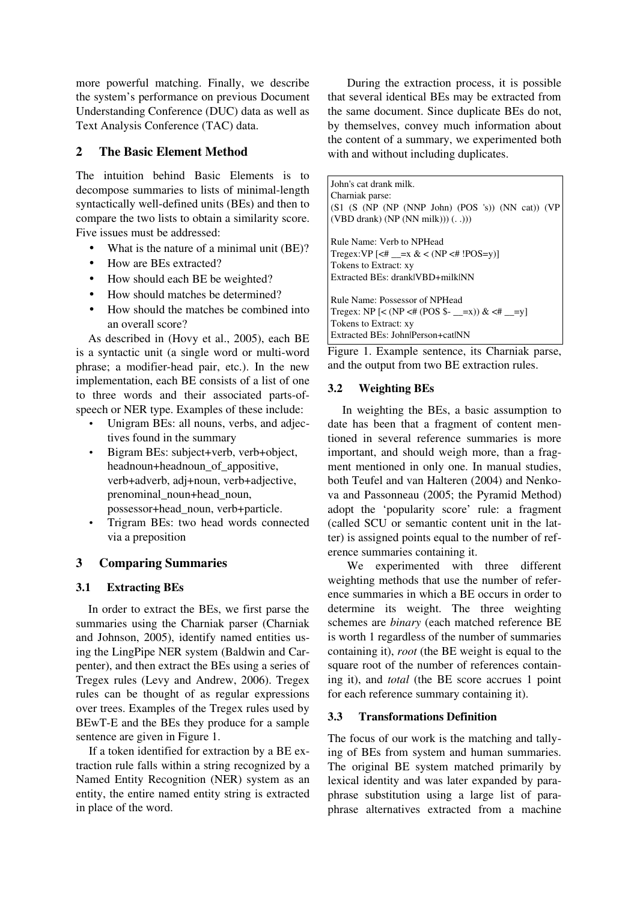more powerful matching. Finally, we describe the system's performance on previous Document Understanding Conference (DUC) data as well as Text Analysis Conference (TAC) data.

## 2 The Basic Element Method

The intuition behind Basic Elements is to decompose summaries to lists of minimal-length syntactically well-defined units (BEs) and then to compare the two lists to obtain a similarity score. Five issues must be addressed:

- What is the nature of a minimal unit (BE)?
- How are BEs extracted?
- How should each BE be weighted?
- How should matches be determined?
- How should the matches be combined into an overall score?

As described in (Hovy et al., 2005), each BE is a syntactic unit (a single word or multi-word phrase; a modifier-head pair, etc.). In the new implementation, each BE consists of a list of one to three words and their associated parts-of-speech or NER type. Examples of these include:

- Unigram BEs: all nouns, verbs, and adjectives found in the summary
- Bigram BEs: subject+verb, verb+object, headnoun+headnoun_of_appositive, verb+adverb, adj+noun, verb+adjective, prenominal_noun+head_noun, possessor+head_noun, verb+particle.
- Trigram BEs: two head words connected via a preposition

## 3 Comparing Summaries

### 3.1 Extracting BEs

In order to extract the BEs, we first parse the summaries using the Charniak parser (Charniak and Johnson, 2005), identify named entities using the LingPipe NER system (Baldwin and Carpenter), and then extract the BEs using a series of Tregex rules (Levy and Andrew, 2006). Tregex rules can be thought of as regular expressions over trees. Examples of the Tregex rules used by BEwT-E and the BEs they produce for a sample sentence are given in Figure 1.

If a token identified for extraction by a BE extraction rule falls within a string recognized by a Named Entity Recognition (NER) system as an entity, the entire named entity string is extracted in place of the word.

During the extraction process, it is possible that several identical BEs may be extracted from the same document. Since duplicate BEs do not, by themselves, convey much information about the content of a summary, we experimented both with and without including duplicates.

```
John's cat drank milk.
Charniak parse:
(S1 (S (NP (NP (NNP John) (POS 's)) (NN cat)) (VP (VBD drank) (NP (NN milk))) (. .)))

Rule Name: Verb to NPHead
Tregex:VP [<# __=x & < (NP <# !POS=y)]
Tokens to Extract: xy
Extracted BEs: drank|VBD+milk|NN

Rule Name: Possessor of NPHead
Tregex: NP [< (NP <# (POS $- __=x)) & <# __=y]
Tokens to Extract: xy
Extracted BEs: John|Person+cat|NN
```

Figure 1. Example sentence, its Charniak parse, and the output from two BE extraction rules.

### 3.2 Weighting BEs

In weighting the BEs, a basic assumption to date has been that a fragment of content mentioned in several reference summaries is more important, and should weigh more, than a fragment mentioned in only one. In manual studies, both Teufel and van Halteren (2004) and Nenkova and Passonneau (2005; the Pyramid Method) adopt the 'popularity score' rule: a fragment (called SCU or semantic content unit in the latter) is assigned points equal to the number of reference summaries containing it.

We experimented with three different weighting methods that use the number of reference summaries in which a BE occurs in order to determine its weight. The three weighting schemes are *binary* (each matched reference BE is worth 1 regardless of the number of summaries containing it), *root* (the BE weight is equal to the square root of the number of references containing it), and *total* (the BE score accrues 1 point for each reference summary containing it).

### 3.3 Transformations Definition

The focus of our work is the matching and tallying of BEs from system and human summaries. The original BE system matched primarily by lexical identity and was later expanded by paraphrase substitution using a large list of paraphrase alternatives extracted from a machine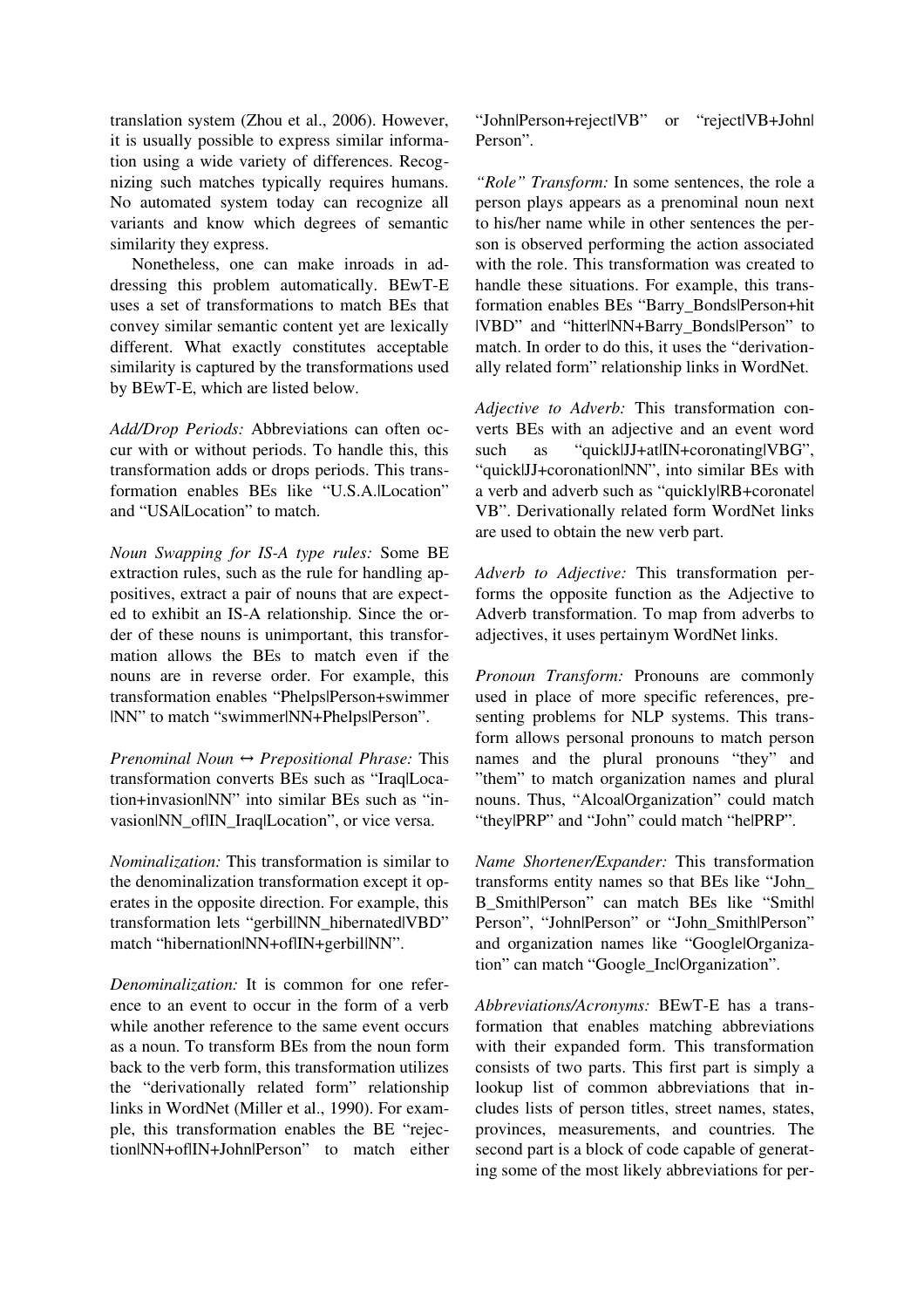translation system (Zhou et al., 2006). However, it is usually possible to express similar information using a wide variety of differences. Recognizing such matches typically requires humans. No automated system today can recognize all variants and know which degrees of semantic similarity they express.

Nonetheless, one can make inroads in addressing this problem automatically. BEwT-E uses a set of transformations to match BEs that convey similar semantic content yet are lexically different. What exactly constitutes acceptable similarity is captured by the transformations used by BEwT-E, which are listed below.

*Add/Drop Periods:* Abbreviations can often occur with or without periods. To handle this, this transformation adds or drops periods. This transformation enables BEs like "U.S.A.|Location" and "USA|Location" to match.

*Noun Swapping for IS-A type rules:* Some BE extraction rules, such as the rule for handling appositives, extract a pair of nouns that are expected to exhibit an IS-A relationship. Since the order of these nouns is unimportant, this transformation allows the BEs to match even if the nouns are in reverse order. For example, this transformation enables "Phelps|Person+swimmer|NN" to match "swimmer|NN+Phelps|Person".

*Prenominal Noun ↔ Prepositional Phrase:* This transformation converts BEs such as "Iraq|Location+invasion|NN" into similar BEs such as "invasion|NN_of|IN_Iraq|Location", or vice versa.

*Nominalization:* This transformation is similar to the denominalization transformation except it operates in the opposite direction. For example, this transformation lets "gerbil|NN_hibernated|VBD" match "hibernation|NN+of|IN+gerbil|NN".

*Denominalization:* It is common for one reference to an event to occur in the form of a verb while another reference to the same event occurs as a noun. To transform BEs from the noun form back to the verb form, this transformation utilizes the "derivationally related form" relationship links in WordNet (Miller et al., 1990). For example, this transformation enables the BE "rejection|NN+of|IN+John|Person" to match either "John|Person+reject|VB" or "reject|VB+John|Person".

*"Role" Transform:* In some sentences, the role a person plays appears as a prenominal noun next to his/her name while in other sentences the person is observed performing the action associated with the role. This transformation was created to handle these situations. For example, this transformation enables BEs "Barry_Bonds|Person+hit|VBD" and "hitter|NN+Barry_Bonds|Person" to match. In order to do this, it uses the "derivationally related form" relationship links in WordNet.

*Adjective to Adverb:* This transformation converts BEs with an adjective and an event word such as "quick|JJ+at|IN+coronating|VBG", "quick|JJ+coronation|NN", into similar BEs with a verb and adverb such as "quickly|RB+coronate|VB". Derivationally related form WordNet links are used to obtain the new verb part.

*Adverb to Adjective:* This transformation performs the opposite function as the Adjective to Adverb transformation. To map from adverbs to adjectives, it uses pertainym WordNet links.

*Pronoun Transform:* Pronouns are commonly used in place of more specific references, presenting problems for NLP systems. This transform allows personal pronouns to match person names and the plural pronouns "they" and "them" to match organization names and plural nouns. Thus, "Alcoa|Organization" could match "they|PRP" and "John" could match "he|PRP".

*Name Shortener/Expander:* This transformation transforms entity names so that BEs like "John_B_Smith|Person" can match BEs like "Smith|Person", "John|Person" or "John_Smith|Person" and organization names like "Google|Organization" can match "Google_Inc|Organization".

*Abbreviations/Acronyms:* BEwT-E has a transformation that enables matching abbreviations with their expanded form. This transformation consists of two parts. This first part is simply a lookup list of common abbreviations that includes lists of person titles, street names, states, provinces, measurements, and countries. The second part is a block of code capable of generating some of the most likely abbreviations for per-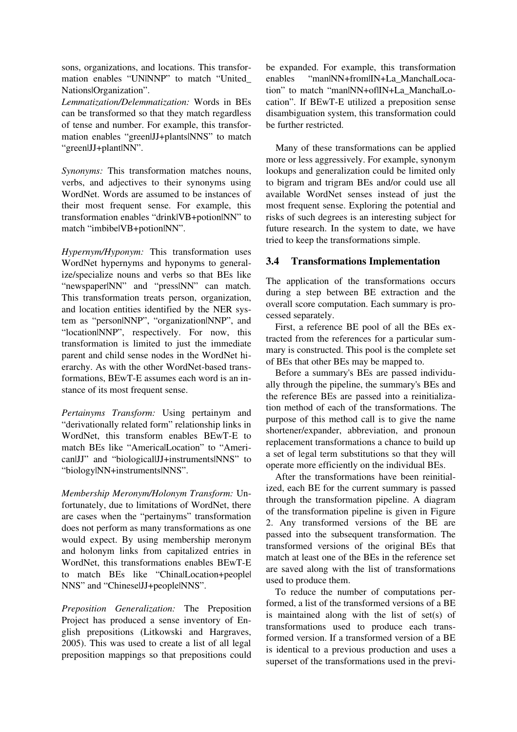sons, organizations, and locations. This transformation enables "UN|NNP" to match "United_Nations|Organization".

*Lemmatization/Delemmatization:* Words in BEs can be transformed so that they match regardless of tense and number. For example, this transformation enables "green|JJ+plants|NNS" to match "green|JJ+plant|NN".

*Synonyms:* This transformation matches nouns, verbs, and adjectives to their synonyms using WordNet. Words are assumed to be instances of their most frequent sense. For example, this transformation enables "drink|VB+potion|NN" to match "imbibe|VB+potion|NN".

*Hypernym/Hyponym:* This transformation uses WordNet hypernyms and hyponyms to generalize/specialize nouns and verbs so that BEs like "newspaper|NN" and "press|NN" can match. This transformation treats person, organization, and location entities identified by the NER system as "person|NNP", "organization|NNP", and "location|NNP", respectively. For now, this transformation is limited to just the immediate parent and child sense nodes in the WordNet hierarchy. As with the other WordNet-based transformations, BEwT-E assumes each word is an instance of its most frequent sense.

*Pertainyms Transform:* Using pertainym and "derivationally related form" relationship links in WordNet, this transform enables BEwT-E to match BEs like "America|Location" to "American|JJ" and "biological|JJ+instruments|NNS" to "biology|NN+instruments|NNS".

*Membership Meronym/Holonym Transform:* Unfortunately, due to limitations of WordNet, there are cases when the "pertainyms" transformation does not perform as many transformations as one would expect. By using membership meronym and holonym links from capitalized entries in WordNet, this transformations enables BEwT-E to match BEs like "China|Location+people|NNS" and "Chinese|JJ+people|NNS".

*Preposition Generalization:* The Preposition Project has produced a sense inventory of English prepositions (Litkowski and Hargraves, 2005). This was used to create a list of all legal preposition mappings so that prepositions could be expanded. For example, this transformation enables "man|NN+from|IN+La_Mancha|Location" to match "man|NN+of|IN+La_Mancha|Location". If BEwT-E utilized a preposition sense disambiguation system, this transformation could be further restricted.

Many of these transformations can be applied more or less aggressively. For example, synonym lookups and generalization could be limited only to bigram and trigram BEs and/or could use all available WordNet senses instead of just the most frequent sense. Exploring the potential and risks of such degrees is an interesting subject for future research. In the system to date, we have tried to keep the transformations simple.

### 3.4 Transformations Implementation

The application of the transformations occurs during a step between BE extraction and the overall score computation. Each summary is processed separately.

First, a reference BE pool of all the BEs extracted from the references for a particular summary is constructed. This pool is the complete set of BEs that other BEs may be mapped to.

Before a summary's BEs are passed individually through the pipeline, the summary's BEs and the reference BEs are passed into a reinitialization method of each of the transformations. The purpose of this method call is to give the name shortener/expander, abbreviation, and pronoun replacement transformations a chance to build up a set of legal term substitutions so that they will operate more efficiently on the individual BEs.

After the transformations have been reinitialized, each BE for the current summary is passed through the transformation pipeline. A diagram of the transformation pipeline is given in Figure 2. Any transformed versions of the BE are passed into the subsequent transformation. The transformed versions of the original BEs that match at least one of the BEs in the reference set are saved along with the list of transformations used to produce them.

To reduce the number of computations performed, a list of the transformed versions of a BE is maintained along with the list of set(s) of transformations used to produce each transformed version. If a transformed version of a BE is identical to a previous production and uses a superset of the transformations used in the previ-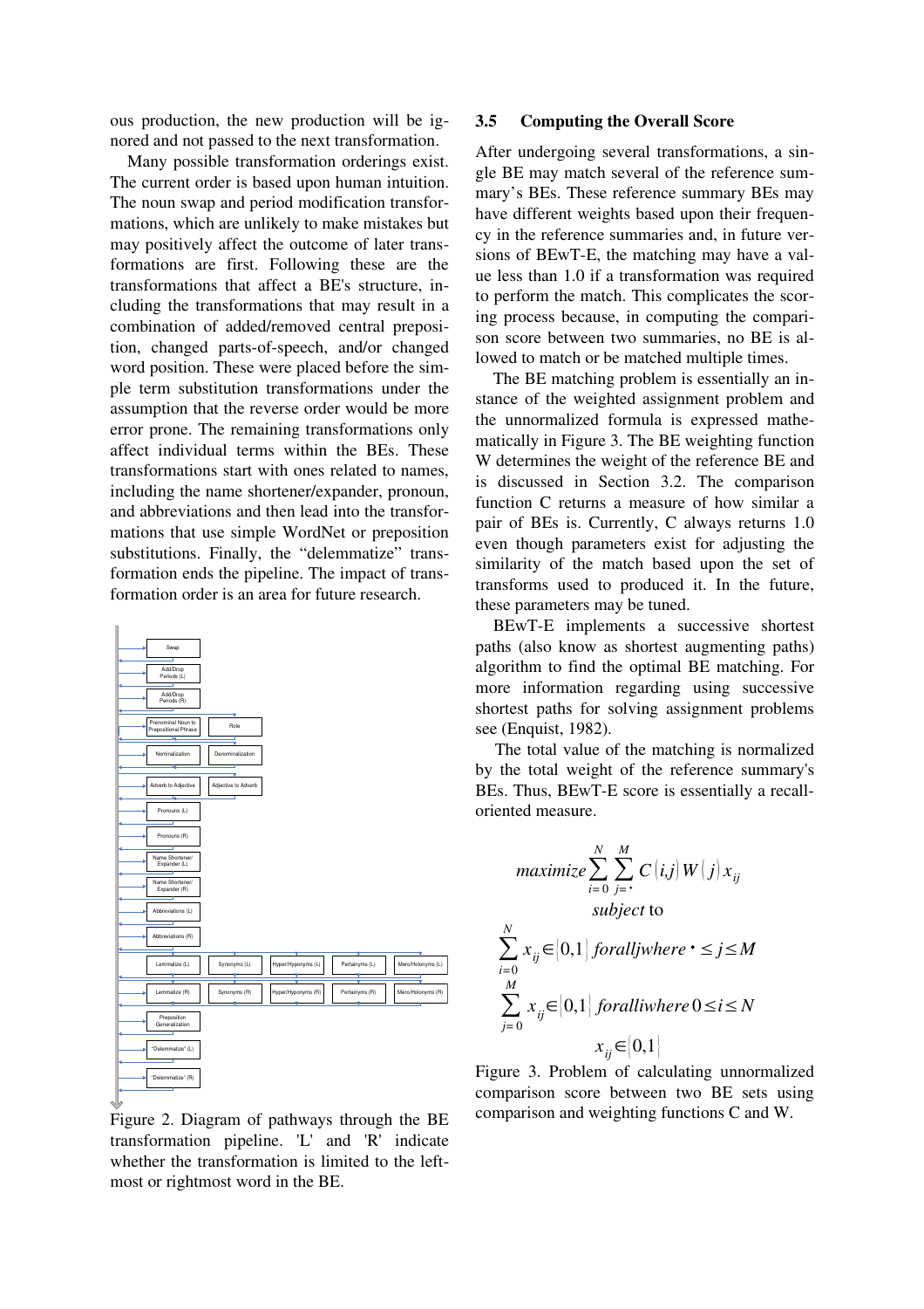ous production, the new production will be ignored and not passed to the next transformation.

Many possible transformation orderings exist. The current order is based upon human intuition. The noun swap and period modification transformations, which are unlikely to make mistakes but may positively affect the outcome of later transformations are first. Following these are the transformations that affect a BE's structure, including the transformations that may result in a combination of added/removed central preposition, changed parts-of-speech, and/or changed word position. These were placed before the simple term substitution transformations under the assumption that the reverse order would be more error prone. The remaining transformations only affect individual terms within the BEs. These transformations start with ones related to names, including the name shortener/expander, pronoun, and abbreviations and then lead into the transformations that use simple WordNet or preposition substitutions. Finally, the "delemmatize" transformation ends the pipeline. The impact of transformation order is an area for future research.

Figure 2. Diagram of pathways through the BE transformation pipeline. 'L' and 'R' indicate whether the transformation is limited to the leftmost or rightmost word in the BE.

### 3.5 Computing the Overall Score

After undergoing several transformations, a single BE may match several of the reference summary's BEs. These reference summary BEs may have different weights based upon their frequency in the reference summaries and, in future versions of BEwT-E, the matching may have a value less than 1.0 if a transformation was required to perform the match. This complicates the scoring process because, in computing the comparison score between two summaries, no BE is allowed to match or be matched multiple times.

The BE matching problem is essentially an instance of the weighted assignment problem and the unnormalized formula is expressed mathematically in Figure 3. The BE weighting function W determines the weight of the reference BE and is discussed in Section 3.2. The comparison function C returns a measure of how similar a pair of BEs is. Currently, C always returns 1.0 even though parameters exist for adjusting the similarity of the match based upon the set of transforms used to produced it. In the future, these parameters may be tuned.

BEwT-E implements a successive shortest paths (also know as shortest augmenting paths) algorithm to find the optimal BE matching. For more information regarding using successive shortest paths for solving assignment problems see (Enquist, 1982).

The total value of the matching is normalized by the total weight of the reference summary's BEs. Thus, BEwT-E score is essentially a recall-oriented measure.

$$maximize \sum_{i=0}^{N} \sum_{j=\cdot}^{M} C(i,j) W(j) x_{ij}$$

$$subject\ to$$

$$\sum_{i=0}^{N} x_{ij} \in [0,1]\ for all j where \cdot \leq j \leq M$$

$$\sum_{j=0}^{M} x_{ij} \in [0,1]\ for all i where\ 0 \leq i \leq N$$

$$x_{ij} \in \{0,1\}$$

Figure 3. Problem of calculating unnormalized comparison score between two BE sets using comparison and weighting functions C and W.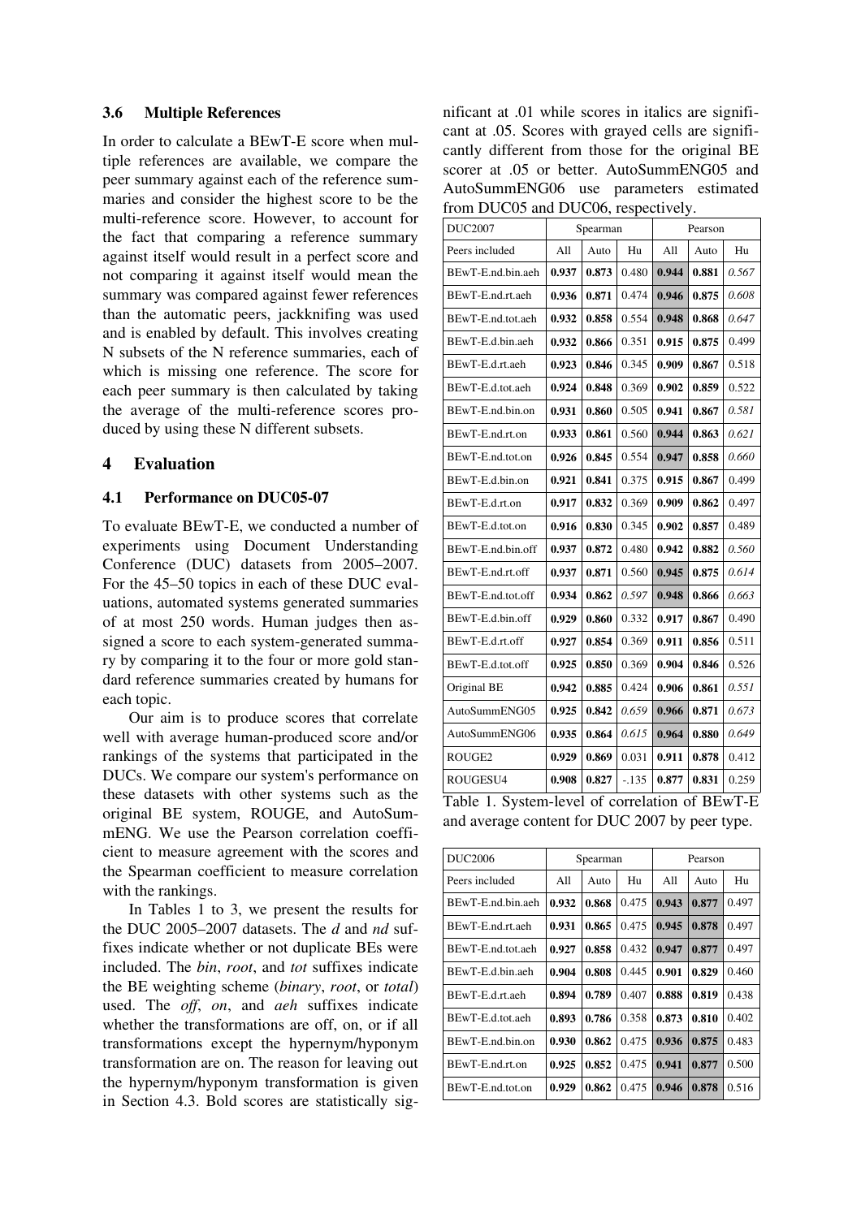### 3.6 Multiple References

In order to calculate a BEwT-E score when multiple references are available, we compare the peer summary against each of the reference summaries and consider the highest score to be the multi-reference score. However, to account for the fact that comparing a reference summary against itself would result in a perfect score and not comparing it against itself would mean the summary was compared against fewer references than the automatic peers, jackknifing was used and is enabled by default. This involves creating N subsets of the N reference summaries, each of which is missing one reference. The score for each peer summary is then calculated by taking the average of the multi-reference scores produced by using these N different subsets.

## 4 Evaluation

### 4.1 Performance on DUC05-07

To evaluate BEwT-E, we conducted a number of experiments using Document Understanding Conference (DUC) datasets from 2005–2007. For the 45–50 topics in each of these DUC evaluations, automated systems generated summaries of at most 250 words. Human judges then assigned a score to each system-generated summary by comparing it to the four or more gold standard reference summaries created by humans for each topic.

Our aim is to produce scores that correlate well with average human-produced score and/or rankings of the systems that participated in the DUCs. We compare our system's performance on these datasets with other systems such as the original BE system, ROUGE, and AutoSummENG. We use the Pearson correlation coefficient to measure agreement with the scores and the Spearman coefficient to measure correlation with the rankings.

In Tables 1 to 3, we present the results for the DUC 2005–2007 datasets. The *d* and *nd* suffixes indicate whether or not duplicate BEs were included. The *bin*, *root*, and *tot* suffixes indicate the BE weighting scheme (*binary*, *root*, or *total*) used. The *off*, *on*, and *aeh* suffixes indicate whether the transformations are off, on, or if all transformations except the hypernym/hyponym transformation are on. The reason for leaving out the hypernym/hyponym transformation is given in Section 4.3. Bold scores are statistically significant at .01 while scores in italics are significant at .05. Scores with grayed cells are significantly different from those for the original BE scorer at .05 or better. AutoSummENG05 and AutoSummENG06 use parameters estimated from DUC05 and DUC06, respectively.

| DUC2007 | Spearman | | | Pearson | | |
|---|---|---|---|---|---|---|
| Peers included | All | Auto | Hu | All | Auto | Hu |
| BEwT-E.nd.bin.aeh | **0.937** | **0.873** | 0.480 | **0.944** | **0.881** | *0.567* |
| BEwT-E.nd.rt.aeh | **0.936** | **0.871** | 0.474 | **0.946** | **0.875** | *0.608* |
| BEwT-E.nd.tot.aeh | **0.932** | **0.858** | 0.554 | **0.948** | **0.868** | *0.647* |
| BEwT-E.d.bin.aeh | **0.932** | **0.866** | 0.351 | **0.915** | **0.875** | 0.499 |
| BEwT-E.d.rt.aeh | **0.923** | **0.846** | 0.345 | **0.909** | **0.867** | 0.518 |
| BEwT-E.d.tot.aeh | **0.924** | **0.848** | 0.369 | **0.902** | **0.859** | 0.522 |
| BEwT-E.nd.bin.on | **0.931** | **0.860** | 0.505 | **0.941** | **0.867** | *0.581* |
| BEwT-E.nd.rt.on | **0.933** | **0.861** | 0.560 | **0.944** | **0.863** | *0.621* |
| BEwT-E.nd.tot.on | **0.926** | **0.845** | 0.554 | **0.947** | **0.858** | *0.660* |
| BEwT-E.d.bin.on | **0.921** | **0.841** | 0.375 | **0.915** | **0.867** | 0.499 |
| BEwT-E.d.rt.on | **0.917** | **0.832** | 0.369 | **0.909** | **0.862** | 0.497 |
| BEwT-E.d.tot.on | **0.916** | **0.830** | 0.345 | **0.902** | **0.857** | 0.489 |
| BEwT-E.nd.bin.off | **0.937** | **0.872** | 0.480 | **0.942** | **0.882** | *0.560* |
| BEwT-E.nd.rt.off | **0.937** | **0.871** | 0.560 | **0.945** | **0.875** | *0.614* |
| BEwT-E.nd.tot.off | **0.934** | **0.862** | *0.597* | **0.948** | **0.866** | *0.663* |
| BEwT-E.d.bin.off | **0.929** | **0.860** | 0.332 | **0.917** | **0.867** | 0.490 |
| BEwT-E.d.rt.off | **0.927** | **0.854** | 0.369 | **0.911** | **0.856** | 0.511 |
| BEwT-E.d.tot.off | **0.925** | **0.850** | 0.369 | **0.904** | **0.846** | 0.526 |
| Original BE | **0.942** | **0.885** | 0.424 | **0.906** | **0.861** | *0.551* |
| AutoSummENG05 | **0.925** | **0.842** | *0.659* | **0.966** | **0.871** | *0.673* |
| AutoSummENG06 | **0.935** | **0.864** | *0.615* | **0.964** | **0.880** | *0.649* |
| ROUGE2 | **0.929** | **0.869** | 0.031 | **0.911** | **0.878** | 0.412 |
| ROUGESU4 | **0.908** | **0.827** | -.135 | **0.877** | **0.831** | 0.259 |

Table 1. System-level of correlation of BEwT-E and average content for DUC 2007 by peer type.

| DUC2006 | Spearman | | | Pearson | | |
|---|---|---|---|---|---|---|
| Peers included | All | Auto | Hu | All | Auto | Hu |
| BEwT-E.nd.bin.aeh | **0.932** | **0.868** | 0.475 | **0.943** | **0.877** | 0.497 |
| BEwT-E.nd.rt.aeh | **0.931** | **0.865** | 0.475 | **0.945** | **0.878** | 0.497 |
| BEwT-E.nd.tot.aeh | **0.927** | **0.858** | 0.432 | **0.947** | **0.877** | 0.497 |
| BEwT-E.d.bin.aeh | **0.904** | **0.808** | 0.445 | **0.901** | **0.829** | 0.460 |
| BEwT-E.d.rt.aeh | **0.894** | **0.789** | 0.407 | **0.888** | **0.819** | 0.438 |
| BEwT-E.d.tot.aeh | **0.893** | **0.786** | 0.358 | **0.873** | **0.810** | 0.402 |
| BEwT-E.nd.bin.on | **0.930** | **0.862** | 0.475 | **0.936** | **0.875** | 0.483 |
| BEwT-E.nd.rt.on | **0.925** | **0.852** | 0.475 | **0.941** | **0.877** | 0.500 |
| BEwT-E.nd.tot.on | **0.929** | **0.862** | 0.475 | **0.946** | **0.878** | 0.516 |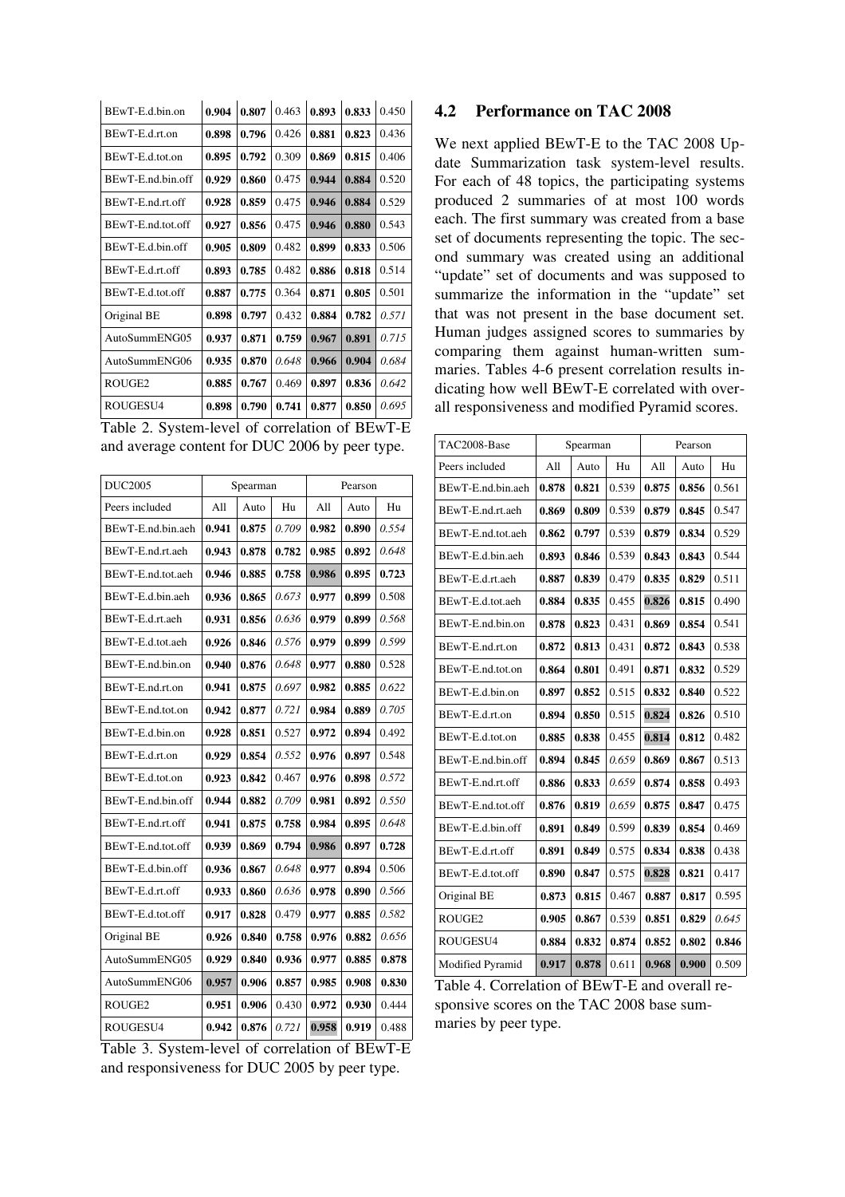| BEwT-E.d.bin.on | 0.904 | 0.807 | 0.463 | 0.893 | 0.833 | 0.450 |
|---|---|---|---|---|---|---|
| BEwT-E.d.rt.on | 0.898 | 0.796 | 0.426 | 0.881 | 0.823 | 0.436 |
| BEwT-E.d.tot.on | 0.895 | 0.792 | 0.309 | 0.869 | 0.815 | 0.406 |
| BEwT-E.nd.bin.off | 0.929 | 0.860 | 0.475 | 0.944 | 0.884 | 0.520 |
| BEwT-E.nd.rt.off | 0.928 | 0.859 | 0.475 | 0.946 | 0.884 | 0.529 |
| BEwT-E.nd.tot.off | 0.927 | 0.856 | 0.475 | 0.946 | 0.880 | 0.543 |
| BEwT-E.d.bin.off | 0.905 | 0.809 | 0.482 | 0.899 | 0.833 | 0.506 |
| BEwT-E.d.rt.off | 0.893 | 0.785 | 0.482 | 0.886 | 0.818 | 0.514 |
| BEwT-E.d.tot.off | 0.887 | 0.775 | 0.364 | 0.871 | 0.805 | 0.501 |
| Original BE | 0.898 | 0.797 | 0.432 | 0.884 | 0.782 | *0.571* |
| AutoSummENG05 | 0.937 | 0.871 | 0.759 | 0.967 | 0.891 | *0.715* |
| AutoSummENG06 | 0.935 | 0.870 | *0.648* | 0.966 | 0.904 | *0.684* |
| ROUGE2 | 0.885 | 0.767 | 0.469 | 0.897 | 0.836 | *0.642* |
| ROUGESU4 | 0.898 | 0.790 | 0.741 | 0.877 | 0.850 | *0.695* |

Table 2. System-level of correlation of BEwT-E and average content for DUC 2006 by peer type.

| DUC2005 | Spearman | | | Pearson | | |
|---|---|---|---|---|---|---|
| Peers included | All | Auto | Hu | All | Auto | Hu |
| BEwT-E.nd.bin.aeh | 0.941 | 0.875 | *0.709* | 0.982 | 0.890 | *0.554* |
| BEwT-E.nd.rt.aeh | 0.943 | 0.878 | 0.782 | 0.985 | 0.892 | *0.648* |
| BEwT-E.nd.tot.aeh | 0.946 | 0.885 | 0.758 | 0.986 | 0.895 | 0.723 |
| BEwT-E.d.bin.aeh | 0.936 | 0.865 | *0.673* | 0.977 | 0.899 | 0.508 |
| BEwT-E.d.rt.aeh | 0.931 | 0.856 | *0.636* | 0.979 | 0.899 | *0.568* |
| BEwT-E.d.tot.aeh | 0.926 | 0.846 | *0.576* | 0.979 | 0.899 | *0.599* |
| BEwT-E.nd.bin.on | 0.940 | 0.876 | *0.648* | 0.977 | 0.880 | 0.528 |
| BEwT-E.nd.rt.on | 0.941 | 0.875 | *0.697* | 0.982 | 0.885 | *0.622* |
| BEwT-E.nd.tot.on | 0.942 | 0.877 | *0.721* | 0.984 | 0.889 | *0.705* |
| BEwT-E.d.bin.on | 0.928 | 0.851 | 0.527 | 0.972 | 0.894 | 0.492 |
| BEwT-E.d.rt.on | 0.929 | 0.854 | *0.552* | 0.976 | 0.897 | 0.548 |
| BEwT-E.d.tot.on | 0.923 | 0.842 | 0.467 | 0.976 | 0.898 | *0.572* |
| BEwT-E.nd.bin.off | 0.944 | 0.882 | *0.709* | 0.981 | 0.892 | *0.550* |
| BEwT-E.nd.rt.off | 0.941 | 0.875 | 0.758 | 0.984 | 0.895 | *0.648* |
| BEwT-E.nd.tot.off | 0.939 | 0.869 | 0.794 | 0.986 | 0.897 | 0.728 |
| BEwT-E.d.bin.off | 0.936 | 0.867 | *0.648* | 0.977 | 0.894 | 0.506 |
| BEwT-E.d.rt.off | 0.933 | 0.860 | *0.636* | 0.978 | 0.890 | *0.566* |
| BEwT-E.d.tot.off | 0.917 | 0.828 | 0.479 | 0.977 | 0.885 | *0.582* |
| Original BE | 0.926 | 0.840 | 0.758 | 0.976 | 0.882 | *0.656* |
| AutoSummENG05 | 0.929 | 0.840 | 0.936 | 0.977 | 0.885 | 0.878 |
| AutoSummENG06 | 0.957 | 0.906 | 0.857 | 0.985 | 0.908 | 0.830 |
| ROUGE2 | 0.951 | 0.906 | 0.430 | 0.972 | 0.930 | 0.444 |
| ROUGESU4 | 0.942 | 0.876 | *0.721* | 0.958 | 0.919 | 0.488 |

Table 3. System-level of correlation of BEwT-E and responsiveness for DUC 2005 by peer type.

## 4.2 Performance on TAC 2008

We next applied BEwT-E to the TAC 2008 Update Summarization task system-level results. For each of 48 topics, the participating systems produced 2 summaries of at most 100 words each. The first summary was created from a base set of documents representing the topic. The second summary was created using an additional "update" set of documents and was supposed to summarize the information in the "update" set that was not present in the base document set. Human judges assigned scores to summaries by comparing them against human-written summaries. Tables 4-6 present correlation results indicating how well BEwT-E correlated with overall responsiveness and modified Pyramid scores.

| TAC2008-Base | Spearman | | | Pearson | | |
|---|---|---|---|---|---|---|
| Peers included | All | Auto | Hu | All | Auto | Hu |
| BEwT-E.nd.bin.aeh | 0.878 | 0.821 | 0.539 | 0.875 | 0.856 | 0.561 |
| BEwT-E.nd.rt.aeh | 0.869 | 0.809 | 0.539 | 0.879 | 0.845 | 0.547 |
| BEwT-E.nd.tot.aeh | 0.862 | 0.797 | 0.539 | 0.879 | 0.834 | 0.529 |
| BEwT-E.d.bin.aeh | 0.893 | 0.846 | 0.539 | 0.843 | 0.843 | 0.544 |
| BEwT-E.d.rt.aeh | 0.887 | 0.839 | 0.479 | 0.835 | 0.829 | 0.511 |
| BEwT-E.d.tot.aeh | 0.884 | 0.835 | 0.455 | 0.826 | 0.815 | 0.490 |
| BEwT-E.nd.bin.on | 0.878 | 0.823 | 0.431 | 0.869 | 0.854 | 0.541 |
| BEwT-E.nd.rt.on | 0.872 | 0.813 | 0.431 | 0.872 | 0.843 | 0.538 |
| BEwT-E.nd.tot.on | 0.864 | 0.801 | 0.491 | 0.871 | 0.832 | 0.529 |
| BEwT-E.d.bin.on | 0.897 | 0.852 | 0.515 | 0.832 | 0.840 | 0.522 |
| BEwT-E.d.rt.on | 0.894 | 0.850 | 0.515 | 0.824 | 0.826 | 0.510 |
| BEwT-E.d.tot.on | 0.885 | 0.838 | 0.455 | 0.814 | 0.812 | 0.482 |
| BEwT-E.nd.bin.off | 0.894 | 0.845 | *0.659* | 0.869 | 0.867 | 0.513 |
| BEwT-E.nd.rt.off | 0.886 | 0.833 | *0.659* | 0.874 | 0.858 | 0.493 |
| BEwT-E.nd.tot.off | 0.876 | 0.819 | *0.659* | 0.875 | 0.847 | 0.475 |
| BEwT-E.d.bin.off | 0.891 | 0.849 | 0.599 | 0.839 | 0.854 | 0.469 |
| BEwT-E.d.rt.off | 0.891 | 0.849 | 0.575 | 0.834 | 0.838 | 0.438 |
| BEwT-E.d.tot.off | 0.890 | 0.847 | 0.575 | 0.828 | 0.821 | 0.417 |
| Original BE | 0.873 | 0.815 | 0.467 | 0.887 | 0.817 | 0.595 |
| ROUGE2 | 0.905 | 0.867 | 0.539 | 0.851 | 0.829 | *0.645* |
| ROUGESU4 | 0.884 | 0.832 | 0.874 | 0.852 | 0.802 | 0.846 |
| Modified Pyramid | 0.917 | 0.878 | 0.611 | 0.968 | 0.900 | 0.509 |

Table 4. Correlation of BEwT-E and overall responsive scores on the TAC 2008 base summaries by peer type.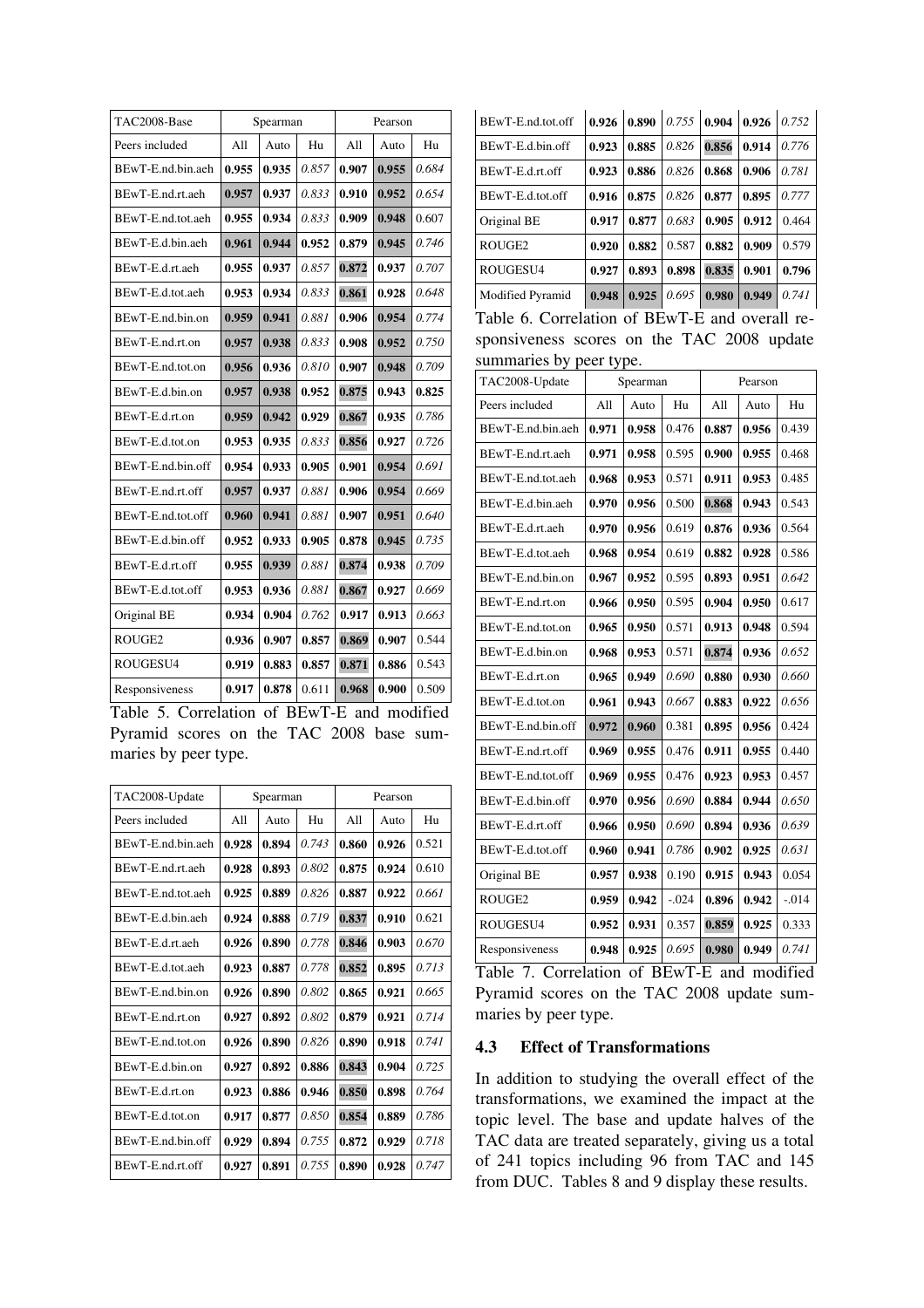| TAC2008-Base | Spearman | | | Pearson | | |
|---|---|---|---|---|---|---|
| Peers included | All | Auto | Hu | All | Auto | Hu |
| BEwT-E.nd.bin.aeh | **0.955** | **0.935** | *0.857* | **0.907** | **0.955** | *0.684* |
| BEwT-E.nd.rt.aeh | **0.957** | **0.937** | *0.833* | **0.910** | **0.952** | 0.654 |
| BEwT-E.nd.tot.aeh | **0.955** | **0.934** | *0.833* | **0.909** | **0.948** | 0.607 |
| BEwT-E.d.bin.aeh | **0.961** | **0.944** | **0.952** | **0.879** | **0.945** | *0.746* |
| BEwT-E.d.rt.aeh | **0.955** | **0.937** | *0.857* | **0.872** | **0.937** | *0.707* |
| BEwT-E.d.tot.aeh | **0.953** | **0.934** | *0.833* | **0.861** | **0.928** | *0.648* |
| BEwT-E.nd.bin.on | **0.959** | **0.941** | *0.881* | **0.906** | **0.954** | *0.774* |
| BEwT-E.nd.rt.on | **0.957** | **0.938** | *0.833* | **0.908** | **0.952** | *0.750* |
| BEwT-E.nd.tot.on | **0.956** | **0.936** | *0.810* | **0.907** | **0.948** | *0.709* |
| BEwT-E.d.bin.on | **0.957** | **0.938** | **0.952** | **0.875** | **0.943** | **0.825** |
| BEwT-E.d.rt.on | **0.959** | **0.942** | **0.929** | **0.867** | **0.935** | *0.786* |
| BEwT-E.d.tot.on | **0.953** | **0.935** | *0.833* | **0.856** | **0.927** | *0.726* |
| BEwT-E.nd.bin.off | **0.954** | **0.933** | **0.905** | **0.901** | **0.954** | *0.691* |
| BEwT-E.nd.rt.off | **0.957** | **0.937** | *0.881* | **0.906** | **0.954** | *0.669* |
| BEwT-E.nd.tot.off | **0.960** | **0.941** | *0.881* | **0.907** | **0.951** | *0.640* |
| BEwT-E.d.bin.off | **0.952** | **0.933** | **0.905** | **0.878** | **0.945** | *0.735* |
| BEwT-E.d.rt.off | **0.955** | **0.939** | *0.881* | **0.874** | **0.938** | *0.709* |
| BEwT-E.d.tot.off | **0.953** | **0.936** | *0.881* | **0.867** | **0.927** | *0.669* |
| Original BE | **0.934** | **0.904** | *0.762* | **0.917** | **0.913** | *0.663* |
| ROUGE2 | **0.936** | **0.907** | **0.857** | **0.869** | **0.907** | 0.544 |
| ROUGESU4 | **0.919** | **0.883** | **0.857** | **0.871** | **0.886** | 0.543 |
| Responsiveness | **0.917** | **0.878** | 0.611 | **0.968** | **0.900** | 0.509 |

Table 5. Correlation of BEwT-E and modified Pyramid scores on the TAC 2008 base summaries by peer type.

| TAC2008-Update | Spearman | | | Pearson | | |
|---|---|---|---|---|---|---|
| Peers included | All | Auto | Hu | All | Auto | Hu |
| BEwT-E.nd.bin.aeh | **0.928** | **0.894** | *0.743* | **0.860** | **0.926** | 0.521 |
| BEwT-E.nd.rt.aeh | **0.928** | **0.893** | *0.802* | **0.875** | **0.924** | 0.610 |
| BEwT-E.nd.tot.aeh | **0.925** | **0.889** | *0.826* | **0.887** | **0.922** | *0.661* |
| BEwT-E.d.bin.aeh | **0.924** | **0.888** | *0.719* | **0.837** | **0.910** | 0.621 |
| BEwT-E.d.rt.aeh | **0.926** | **0.890** | *0.778* | **0.846** | **0.903** | *0.670* |
| BEwT-E.d.tot.aeh | **0.923** | **0.887** | *0.778* | **0.852** | **0.895** | *0.713* |
| BEwT-E.nd.bin.on | **0.926** | **0.890** | *0.802* | **0.865** | **0.921** | *0.665* |
| BEwT-E.nd.rt.on | **0.927** | **0.892** | *0.802* | **0.879** | **0.921** | *0.714* |
| BEwT-E.nd.tot.on | **0.926** | **0.890** | *0.826* | **0.890** | **0.918** | *0.741* |
| BEwT-E.d.bin.on | **0.927** | **0.892** | **0.886** | **0.843** | **0.904** | *0.725* |
| BEwT-E.d.rt.on | **0.923** | **0.886** | **0.946** | **0.850** | **0.898** | *0.764* |
| BEwT-E.d.tot.on | **0.917** | **0.877** | *0.850* | **0.854** | **0.889** | *0.786* |
| BEwT-E.nd.bin.off | **0.929** | **0.894** | *0.755* | **0.872** | **0.929** | *0.718* |
| BEwT-E.nd.rt.off | **0.927** | **0.891** | *0.755* | **0.890** | **0.928** | *0.747* |
| BEwT-E.nd.tot.off | **0.926** | **0.890** | *0.755* | **0.904** | **0.926** | *0.752* |
| BEwT-E.d.bin.off | **0.923** | **0.885** | *0.826* | **0.856** | **0.914** | *0.776* |
| BEwT-E.d.rt.off | **0.923** | **0.886** | *0.826* | **0.868** | **0.906** | *0.781* |
| BEwT-E.d.tot.off | **0.916** | **0.875** | *0.826* | **0.877** | **0.895** | *0.777* |
| Original BE | **0.917** | **0.877** | *0.683* | **0.905** | **0.912** | 0.464 |
| ROUGE2 | **0.920** | **0.882** | 0.587 | **0.882** | **0.909** | 0.579 |
| ROUGESU4 | **0.927** | **0.893** | **0.898** | **0.835** | **0.901** | **0.796** |
| Modified Pyramid | **0.948** | **0.925** | *0.695* | **0.980** | **0.949** | *0.741* |

Table 6. Correlation of BEwT-E and overall responsiveness scores on the TAC 2008 update summaries by peer type.

| TAC2008-Update | Spearman | | | Pearson | | |
|---|---|---|---|---|---|---|
| Peers included | All | Auto | Hu | All | Auto | Hu |
| BEwT-E.nd.bin.aeh | **0.971** | **0.958** | 0.476 | **0.887** | **0.956** | 0.439 |
| BEwT-E.nd.rt.aeh | **0.971** | **0.958** | 0.595 | **0.900** | **0.955** | 0.468 |
| BEwT-E.nd.tot.aeh | **0.968** | **0.953** | 0.571 | **0.911** | **0.953** | 0.485 |
| BEwT-E.d.bin.aeh | **0.970** | **0.956** | 0.500 | **0.868** | **0.943** | 0.543 |
| BEwT-E.d.rt.aeh | **0.970** | **0.956** | 0.619 | **0.876** | **0.936** | 0.564 |
| BEwT-E.d.tot.aeh | **0.968** | **0.954** | 0.619 | **0.882** | **0.928** | 0.586 |
| BEwT-E.nd.bin.on | **0.967** | **0.952** | 0.595 | **0.893** | **0.951** | *0.642* |
| BEwT-E.nd.rt.on | **0.966** | **0.950** | 0.595 | **0.904** | **0.950** | 0.617 |
| BEwT-E.nd.tot.on | **0.965** | **0.950** | 0.571 | **0.913** | **0.948** | 0.594 |
| BEwT-E.d.bin.on | **0.968** | **0.953** | 0.571 | **0.874** | **0.936** | *0.652* |
| BEwT-E.d.rt.on | **0.965** | **0.949** | *0.690* | **0.880** | **0.930** | *0.660* |
| BEwT-E.d.tot.on | **0.961** | **0.943** | *0.667* | **0.883** | **0.922** | *0.656* |
| BEwT-E.nd.bin.off | **0.972** | **0.960** | 0.381 | **0.895** | **0.956** | 0.424 |
| BEwT-E.nd.rt.off | **0.969** | **0.955** | 0.476 | **0.911** | **0.955** | 0.440 |
| BEwT-E.nd.tot.off | **0.969** | **0.955** | 0.476 | **0.923** | **0.953** | 0.457 |
| BEwT-E.d.bin.off | **0.970** | **0.956** | *0.690* | **0.884** | **0.944** | *0.650* |
| BEwT-E.d.rt.off | **0.966** | **0.950** | *0.690* | **0.894** | **0.936** | *0.639* |
| BEwT-E.d.tot.off | **0.960** | **0.941** | *0.786* | **0.902** | **0.925** | *0.631* |
| Original BE | **0.957** | **0.938** | 0.190 | **0.915** | **0.943** | 0.054 |
| ROUGE2 | **0.959** | **0.942** | -.024 | **0.896** | **0.942** | -.014 |
| ROUGESU4 | **0.952** | **0.931** | 0.357 | **0.859** | **0.925** | 0.333 |
| Responsiveness | **0.948** | **0.925** | *0.695* | **0.980** | **0.949** | *0.741* |

Table 7. Correlation of BEwT-E and modified Pyramid scores on the TAC 2008 update summaries by peer type.

### 4.3 Effect of Transformations

In addition to studying the overall effect of the transformations, we examined the impact at the topic level. The base and update halves of the TAC data are treated separately, giving us a total of 241 topics including 96 from TAC and 145 from DUC. Tables 8 and 9 display these results.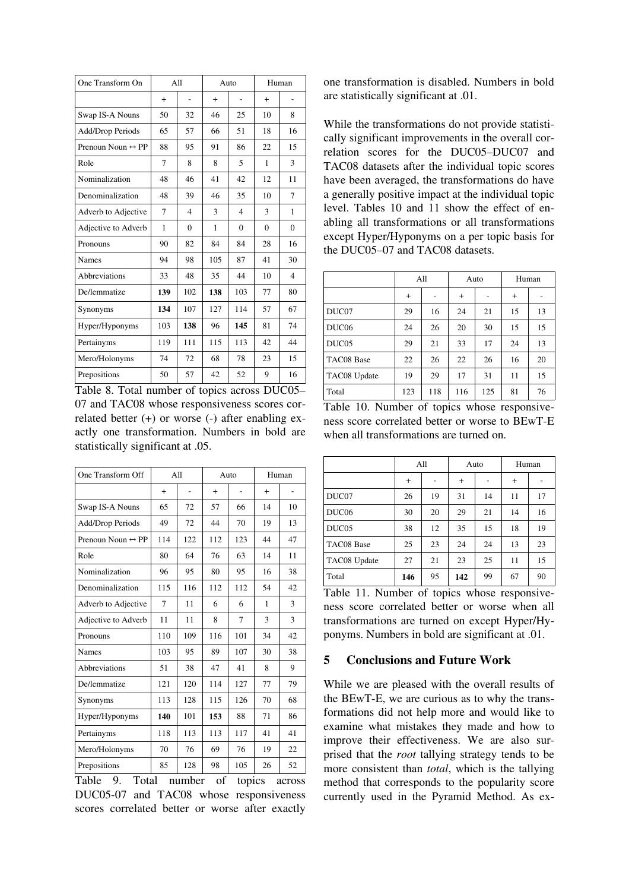| One Transform On | All | | Auto | | Human | |
|---|---|---|---|---|---|---|
| | + | - | + | - | + | - |
| Swap IS-A Nouns | 50 | 32 | 46 | 25 | 10 | 8 |
| Add/Drop Periods | 65 | 57 | 66 | 51 | 18 | 16 |
| Prenoun Noun ↔ PP | 88 | 95 | 91 | 86 | 22 | 15 |
| Role | 7 | 8 | 8 | 5 | 1 | 3 |
| Nominalization | 48 | 46 | 41 | 42 | 12 | 11 |
| Denominalization | 48 | 39 | 46 | 35 | 10 | 7 |
| Adverb to Adjective | 7 | 4 | 3 | 4 | 3 | 1 |
| Adjective to Adverb | 1 | 0 | 1 | 0 | 0 | 0 |
| Pronouns | 90 | 82 | 84 | 84 | 28 | 16 |
| Names | 94 | 98 | 105 | 87 | 41 | 30 |
| Abbreviations | 33 | 48 | 35 | 44 | 10 | 4 |
| De/lemmatize | **139** | 102 | **138** | 103 | 77 | 80 |
| Synonyms | **134** | 107 | 127 | 114 | 57 | 67 |
| Hyper/Hyponyms | 103 | **138** | 96 | **145** | 81 | 74 |
| Pertainyms | 119 | 111 | 115 | 113 | 42 | 44 |
| Mero/Holonyms | 74 | 72 | 68 | 78 | 23 | 15 |
| Prepositions | 50 | 57 | 42 | 52 | 9 | 16 |

Table 8. Total number of topics across DUC05–07 and TAC08 whose responsiveness scores correlated better (+) or worse (-) after enabling exactly one transformation. Numbers in bold are statistically significant at .05.

| One Transform Off | All | | Auto | | Human | |
|---|---|---|---|---|---|---|
| | + | - | + | - | + | - |
| Swap IS-A Nouns | 65 | 72 | 57 | 66 | 14 | 10 |
| Add/Drop Periods | 49 | 72 | 44 | 70 | 19 | 13 |
| Prenoun Noun ↔ PP | 114 | 122 | 112 | 123 | 44 | 47 |
| Role | 80 | 64 | 76 | 63 | 14 | 11 |
| Nominalization | 96 | 95 | 80 | 95 | 16 | 38 |
| Denominalization | 115 | 116 | 112 | 112 | 54 | 42 |
| Adverb to Adjective | 7 | 11 | 6 | 6 | 1 | 3 |
| Adjective to Adverb | 11 | 11 | 8 | 7 | 3 | 3 |
| Pronouns | 110 | 109 | 116 | 101 | 34 | 42 |
| Names | 103 | 95 | 89 | 107 | 30 | 38 |
| Abbreviations | 51 | 38 | 47 | 41 | 8 | 9 |
| De/lemmatize | 121 | 120 | 114 | 127 | 77 | 79 |
| Synonyms | 113 | 128 | 115 | 126 | 70 | 68 |
| Hyper/Hyponyms | **140** | 101 | **153** | 88 | 71 | 86 |
| Pertainyms | 118 | 113 | 113 | 117 | 41 | 41 |
| Mero/Holonyms | 70 | 76 | 69 | 76 | 19 | 22 |
| Prepositions | 85 | 128 | 98 | 105 | 26 | 52 |

Table 9. Total number of topics across DUC05-07 and TAC08 whose responsiveness scores correlated better or worse after exactly one transformation is disabled. Numbers in bold are statistically significant at .01.

While the transformations do not provide statistically significant improvements in the overall correlation scores for the DUC05–DUC07 and TAC08 datasets after the individual topic scores have been averaged, the transformations do have a generally positive impact at the individual topic level. Tables 10 and 11 show the effect of enabling all transformations or all transformations except Hyper/Hyponyms on a per topic basis for the DUC05–07 and TAC08 datasets.

| | All | | Auto | | Human | |
|---|---|---|---|---|---|---|
| | + | - | + | - | + | - |
| DUC07 | 29 | 16 | 24 | 21 | 15 | 13 |
| DUC06 | 24 | 26 | 20 | 30 | 15 | 15 |
| DUC05 | 29 | 21 | 33 | 17 | 24 | 13 |
| TAC08 Base | 22 | 26 | 22 | 26 | 16 | 20 |
| TAC08 Update | 19 | 29 | 17 | 31 | 11 | 15 |
| Total | 123 | 118 | 116 | 125 | 81 | 76 |

Table 10. Number of topics whose responsiveness score correlated better or worse to BEwT-E when all transformations are turned on.

| | All | | Auto | | Human | |
|---|---|---|---|---|---|---|
| | + | - | + | - | + | - |
| DUC07 | 26 | 19 | 31 | 14 | 11 | 17 |
| DUC06 | 30 | 20 | 29 | 21 | 14 | 16 |
| DUC05 | 38 | 12 | 35 | 15 | 18 | 19 |
| TAC08 Base | 25 | 23 | 24 | 24 | 13 | 23 |
| TAC08 Update | 27 | 21 | 23 | 25 | 11 | 15 |
| Total | **146** | 95 | **142** | 99 | 67 | 90 |

Table 11. Number of topics whose responsiveness score correlated better or worse when all transformations are turned on except Hyper/Hyponyms. Numbers in bold are significant at .01.

## 5 Conclusions and Future Work

While we are pleased with the overall results of the BEwT-E, we are curious as to why the transformations did not help more and would like to examine what mistakes they made and how to improve their effectiveness. We are also surprised that the *root* tallying strategy tends to be more consistent than *total*, which is the tallying method that corresponds to the popularity score currently used in the Pyramid Method. As ex-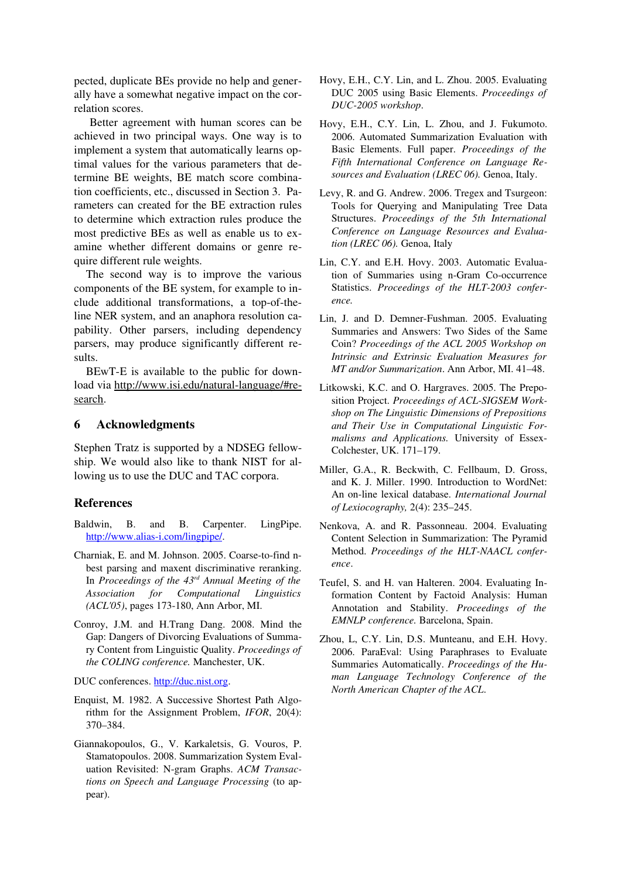pected, duplicate BEs provide no help and generally have a somewhat negative impact on the correlation scores.

Better agreement with human scores can be achieved in two principal ways. One way is to implement a system that automatically learns optimal values for the various parameters that determine BE weights, BE match score combination coefficients, etc., discussed in Section 3. Parameters can created for the BE extraction rules to determine which extraction rules produce the most predictive BEs as well as enable us to examine whether different domains or genre require different rule weights.

The second way is to improve the various components of the BE system, for example to include additional transformations, a top-of-the-line NER system, and an anaphora resolution capability. Other parsers, including dependency parsers, may produce significantly different results.

BEwT-E is available to the public for download via http://www.isi.edu/natural-language/#research.

## 6 Acknowledgments

Stephen Tratz is supported by a NDSEG fellowship. We would also like to thank NIST for allowing us to use the DUC and TAC corpora.

## References

Baldwin, B. and B. Carpenter. LingPipe. http://www.alias-i.com/lingpipe/.

Charniak, E. and M. Johnson. 2005. Coarse-to-find n-best parsing and maxent discriminative reranking. In *Proceedings of the 43rd Annual Meeting of the Association for Computational Linguistics (ACL'05)*, pages 173-180, Ann Arbor, MI.

Conroy, J.M. and H.Trang Dang. 2008. Mind the Gap: Dangers of Divorcing Evaluations of Summary Content from Linguistic Quality. *Proceedings of the COLING conference.* Manchester, UK.

DUC conferences. http://duc.nist.org.

Enquist, M. 1982. A Successive Shortest Path Algorithm for the Assignment Problem, *IFOR*, 20(4): 370–384.

Giannakopoulos, G., V. Karkaletsis, G. Vouros, P. Stamatopoulos. 2008. Summarization System Evaluation Revisited: N-gram Graphs. *ACM Transactions on Speech and Language Processing* (to appear).

Hovy, E.H., C.Y. Lin, and L. Zhou. 2005. Evaluating DUC 2005 using Basic Elements. *Proceedings of DUC-2005 workshop*.

Hovy, E.H., C.Y. Lin, L. Zhou, and J. Fukumoto. 2006. Automated Summarization Evaluation with Basic Elements. Full paper. *Proceedings of the Fifth International Conference on Language Resources and Evaluation (LREC 06).* Genoa, Italy.

Levy, R. and G. Andrew. 2006. Tregex and Tsurgeon: Tools for Querying and Manipulating Tree Data Structures. *Proceedings of the 5th International Conference on Language Resources and Evaluation (LREC 06).* Genoa, Italy

Lin, C.Y. and E.H. Hovy. 2003. Automatic Evaluation of Summaries using n-Gram Co-occurrence Statistics. *Proceedings of the HLT-2003 conference.*

Lin, J. and D. Demner-Fushman. 2005. Evaluating Summaries and Answers: Two Sides of the Same Coin? *Proceedings of the ACL 2005 Workshop on Intrinsic and Extrinsic Evaluation Measures for MT and/or Summarization*. Ann Arbor, MI. 41–48.

Litkowski, K.C. and O. Hargraves. 2005. The Preposition Project. *Proceedings of ACL-SIGSEM Workshop on The Linguistic Dimensions of Prepositions and Their Use in Computational Linguistic Formalisms and Applications.* University of Essex-Colchester, UK. 171–179.

Miller, G.A., R. Beckwith, C. Fellbaum, D. Gross, and K. J. Miller. 1990. Introduction to WordNet: An on-line lexical database. *International Journal of Lexiocography,* 2(4): 235–245.

Nenkova, A. and R. Passonneau. 2004. Evaluating Content Selection in Summarization: The Pyramid Method. *Proceedings of the HLT-NAACL conference*.

Teufel, S. and H. van Halteren. 2004. Evaluating Information Content by Factoid Analysis: Human Annotation and Stability. *Proceedings of the EMNLP conference.* Barcelona, Spain.

Zhou, L, C.Y. Lin, D.S. Munteanu, and E.H. Hovy. 2006. ParaEval: Using Paraphrases to Evaluate Summaries Automatically. *Proceedings of the Human Language Technology Conference of the North American Chapter of the ACL.*